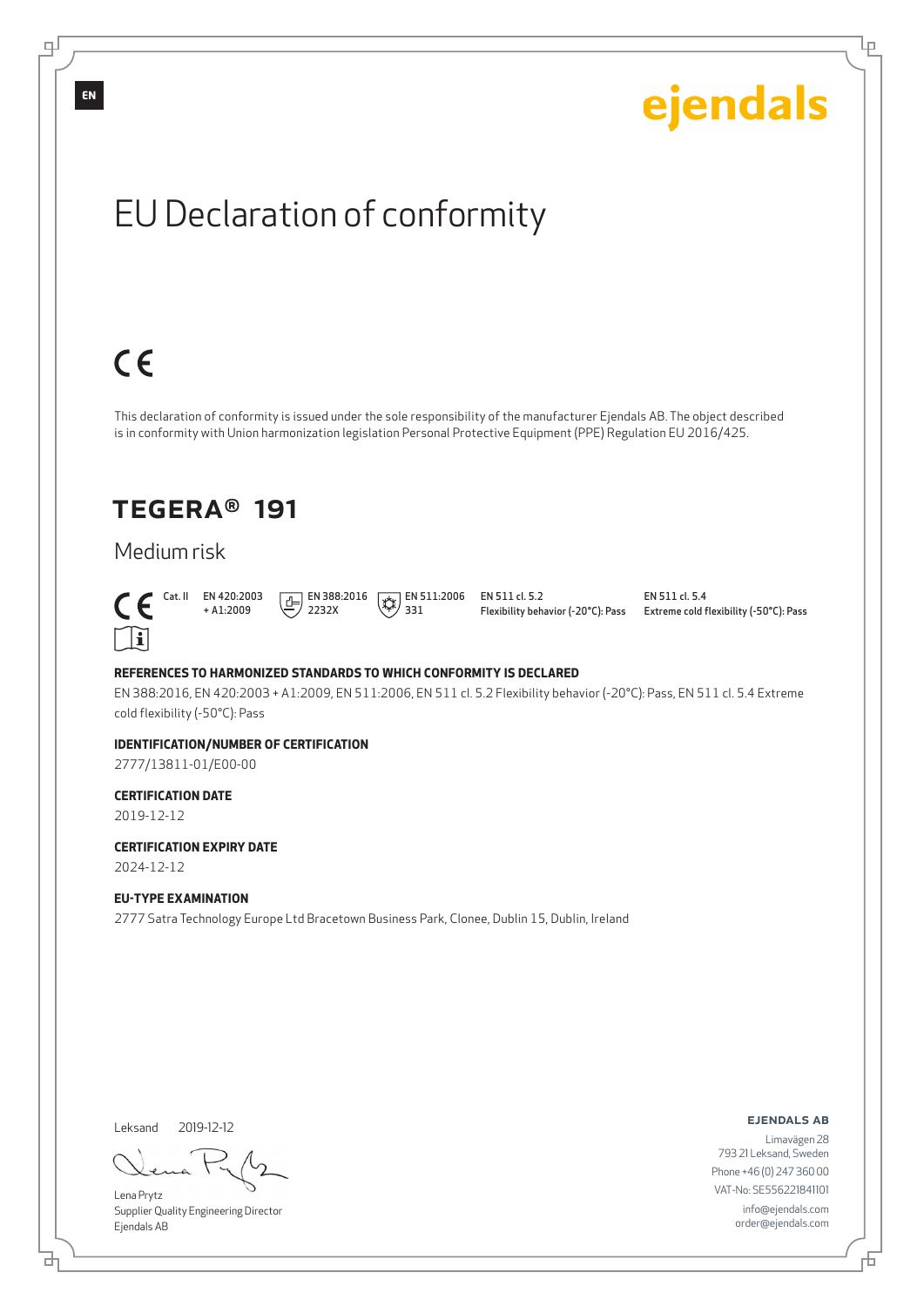EN

ejendals

# EU Declaration of conformity

CE

This declaration of conformity is issued under the sole responsibility of the manufacturer Ejendals AB. The object described is in conformity with Union harmonization legislation Personal Protective Equipment (PPE) Regulation EU 2016/425.

## TEGERA® 191

### Medium risk

CE Cat. II | EN 420:2003 + A1:2009 | EN 388:2016 2232X | EN 511:2006 331 | EN 511 cl. 5.2 Flexibility behavior (-20°C): Pass | EN 511 cl. 5.4 Extreme cold flexibility (-50°C): Pass

**REFERENCES TO HARMONIZED STANDARDS TO WHICH CONFORMITY IS DECLARED**

EN 388:2016, EN 420:2003 + A1:2009, EN 511:2006, EN 511 cl. 5.2 Flexibility behavior (-20°C): Pass, EN 511 cl. 5.4 Extreme cold flexibility (-50°C): Pass

**IDENTIFICATION/NUMBER OF CERTIFICATION**

2777/13811-01/E00-00

**CERTIFICATION DATE**

2019-12-12

**CERTIFICATION EXPIRY DATE**

2024-12-12

**EU-TYPE EXAMINATION**

2777 Satra Technology Europe Ltd Bracetown Business Park, Clonee, Dublin 15, Dublin, Ireland

Leksand 2019-12-12

Lena Prytz
Supplier Quality Engineering Director
Ejendals AB

**EJENDALS AB**
Limavägen 28
793 21 Leksand, Sweden
Phone +46 (0) 247 360 00
VAT-No: SE556221841101
info@ejendals.com
order@ejendals.com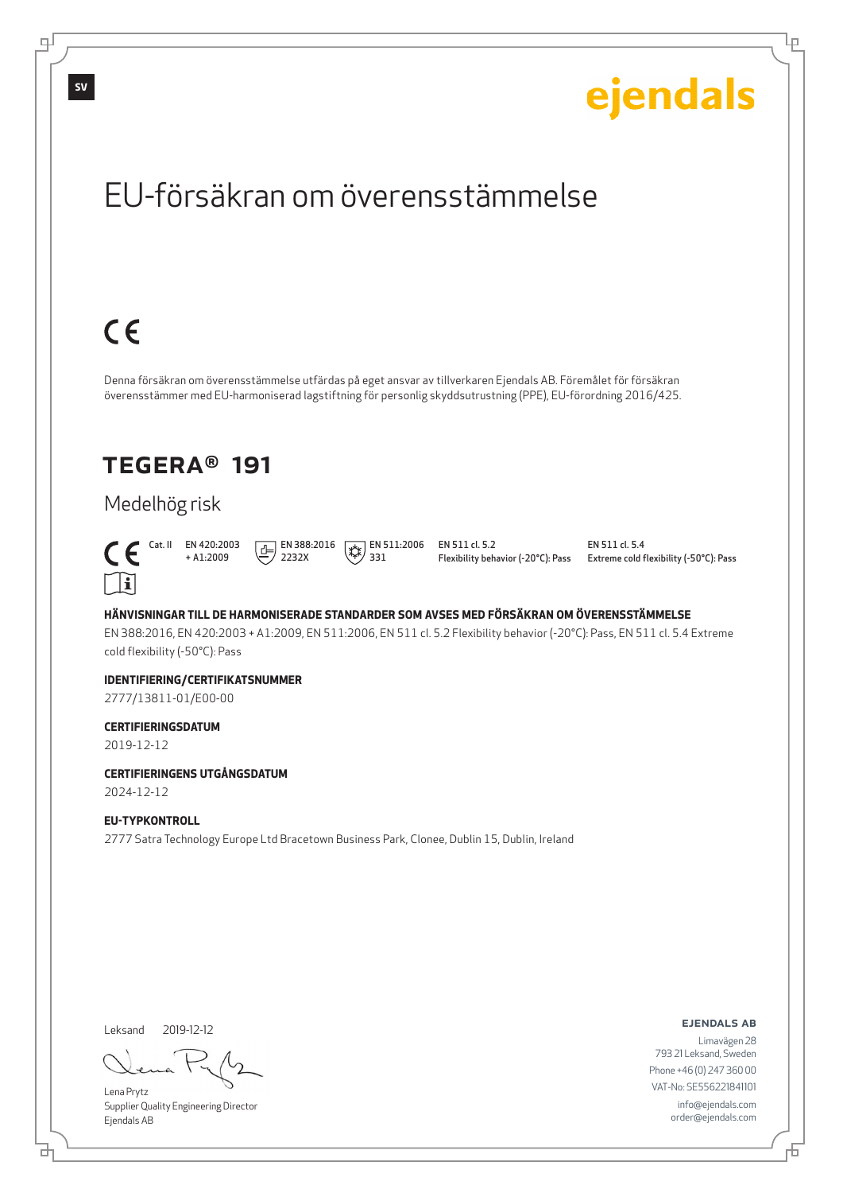SV

ejendals

# EU-försäkran om överensstämmelse

CE

Denna försäkran om överensstämmelse utfärdas på eget ansvar av tillverkaren Ejendals AB. Föremålet för försäkran överensstämmer med EU-harmoniserad lagstiftning för personlig skyddsutrustning (PPE), EU-förordning 2016/425.

## TEGERA® 191

### Medelhög risk

CE Cat. II | EN 420:2003 + A1:2009 | EN 388:2016 2232X | EN 511:2006 331 | EN 511 cl. 5.2 Flexibility behavior (-20°C): Pass | EN 511 cl. 5.4 Extreme cold flexibility (-50°C): Pass

**HÄNVISNINGAR TILL DE HARMONISERADE STANDARDER SOM AVSES MED FÖRSÄKRAN OM ÖVERENSSTÄMMELSE**

EN 388:2016, EN 420:2003 + A1:2009, EN 511:2006, EN 511 cl. 5.2 Flexibility behavior (-20°C): Pass, EN 511 cl. 5.4 Extreme cold flexibility (-50°C): Pass

**IDENTIFIERING/CERTIFIKATSNUMMER**

2777/13811-01/E00-00

**CERTIFIERINGSDATUM**

2019-12-12

**CERTIFIERINGENS UTGÅNGSDATUM**

2024-12-12

**EU-TYPKONTROLL**

2777 Satra Technology Europe Ltd Bracetown Business Park, Clonee, Dublin 15, Dublin, Ireland

Leksand 2019-12-12

Lena Prytz
Supplier Quality Engineering Director
Ejendals AB

**EJENDALS AB**
Limavägen 28
793 21 Leksand, Sweden
Phone +46 (0) 247 360 00
VAT-No: SE556221841101
info@ejendals.com
order@ejendals.com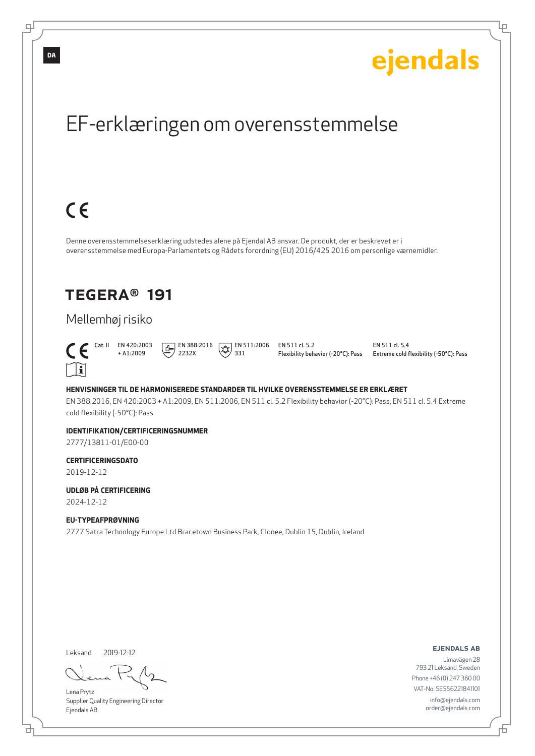ejendals

# EF-erklæringen om overensstemmelse

CE

Denne overensstemmelseserklæring udstedes alene på Ejendal AB ansvar. De produkt, der er beskrevet er i overensstemmelse med Europa-Parlamentets og Rådets forordning (EU) 2016/425 2016 om personlige værnemidler.

## TEGERA® 191

### Mellemhøj risiko

CE Cat. II | EN 420:2003 + A1:2009 | EN 388:2016 2232X | EN 511:2006 331 | EN 511 cl. 5.2 Flexibility behavior (-20°C): Pass | EN 511 cl. 5.4 Extreme cold flexibility (-50°C): Pass

**HENVISNINGER TIL DE HARMONISEREDE STANDARDER TIL HVILKE OVERENSSTEMMELSE ER ERKLÆRET**

EN 388:2016, EN 420:2003 + A1:2009, EN 511:2006, EN 511 cl. 5.2 Flexibility behavior (-20°C): Pass, EN 511 cl. 5.4 Extreme cold flexibility (-50°C): Pass

**IDENTIFIKATION/CERTIFICERINGSNUMMER**

2777/13811-01/E00-00

**CERTIFICERINGSDATO**

2019-12-12

**UDLØB PÅ CERTIFICERING**

2024-12-12

**EU-TYPEAFPRØVNING**

2777 Satra Technology Europe Ltd Bracetown Business Park, Clonee, Dublin 15, Dublin, Ireland

Leksand 2019-12-12

Lena Prytz
Supplier Quality Engineering Director
Ejendals AB

**EJENDALS AB**
Limavägen 28
793 21 Leksand, Sweden
Phone +46 (0) 247 360 00
VAT-No: SE556221841101
info@ejendals.com
order@ejendals.com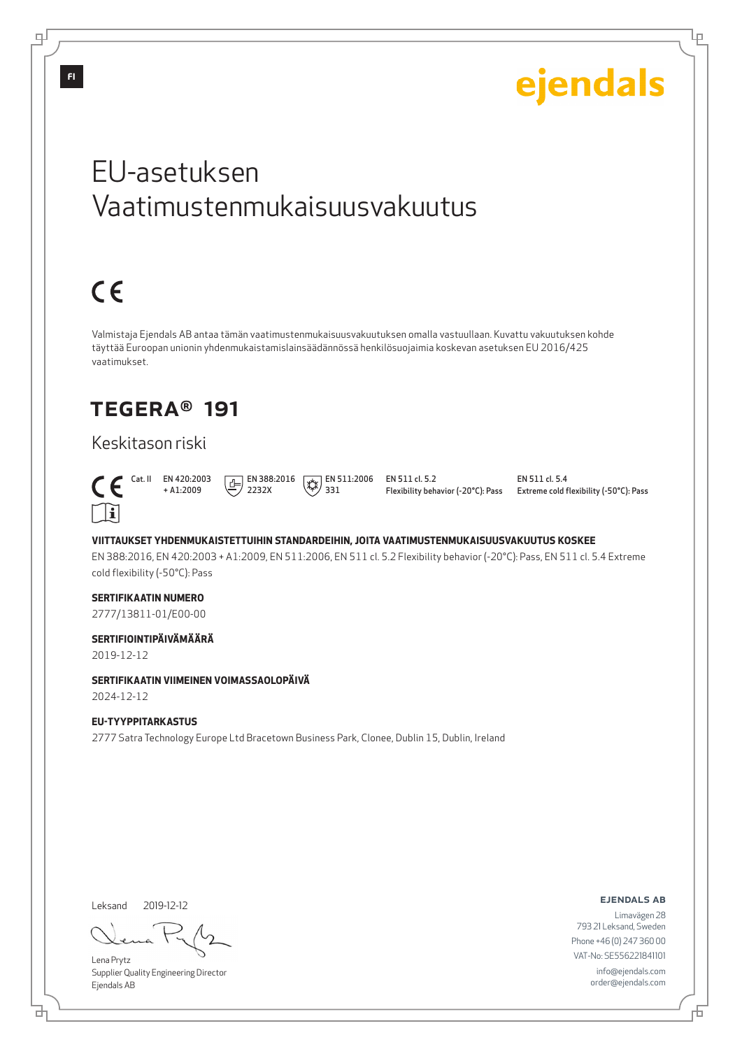FI

ejendals

# EU-asetuksen Vaatimustenmukaisuusvakuutus

CE

Valmistaja Ejendals AB antaa tämän vaatimustenmukaisuusvakuutuksen omalla vastuullaan. Kuvattu vakuutuksen kohde täyttää Euroopan unionin yhdenmukaistamislainsäädännössä henkilösuojaimia koskevan asetuksen EU 2016/425 vaatimukset.

## TEGERA® 191

### Keskitason riski

| CE Cat. II | EN 420:2003 + A1:2009 | EN 388:2016 2232X | EN 511:2006 331 | EN 511 cl. 5.2 Flexibility behavior (-20°C): Pass | EN 511 cl. 5.4 Extreme cold flexibility (-50°C): Pass |
|---|---|---|---|---|---|

**VIITTAUKSET YHDENMUKAISTETTUIHIN STANDARDEIHIN, JOITA VAATIMUSTENMUKAISUUSVAKUUTUS KOSKEE**

EN 388:2016, EN 420:2003 + A1:2009, EN 511:2006, EN 511 cl. 5.2 Flexibility behavior (-20°C): Pass, EN 511 cl. 5.4 Extreme cold flexibility (-50°C): Pass

**SERTIFIKAATIN NUMERO**

2777/13811-01/E00-00

**SERTIFIOINTIPÄIVÄMÄÄRÄ**

2019-12-12

**SERTIFIKAATIN VIIMEINEN VOIMASSAOLOPÄIVÄ**

2024-12-12

**EU-TYYPPITARKASTUS**

2777 Satra Technology Europe Ltd Bracetown Business Park, Clonee, Dublin 15, Dublin, Ireland

Leksand 2019-12-12

Lena Prytz
Supplier Quality Engineering Director
Ejendals AB

**EJENDALS AB**
Limavägen 28
793 21 Leksand, Sweden
Phone +46 (0) 247 360 00
VAT-No: SE556221841101
info@ejendals.com
order@ejendals.com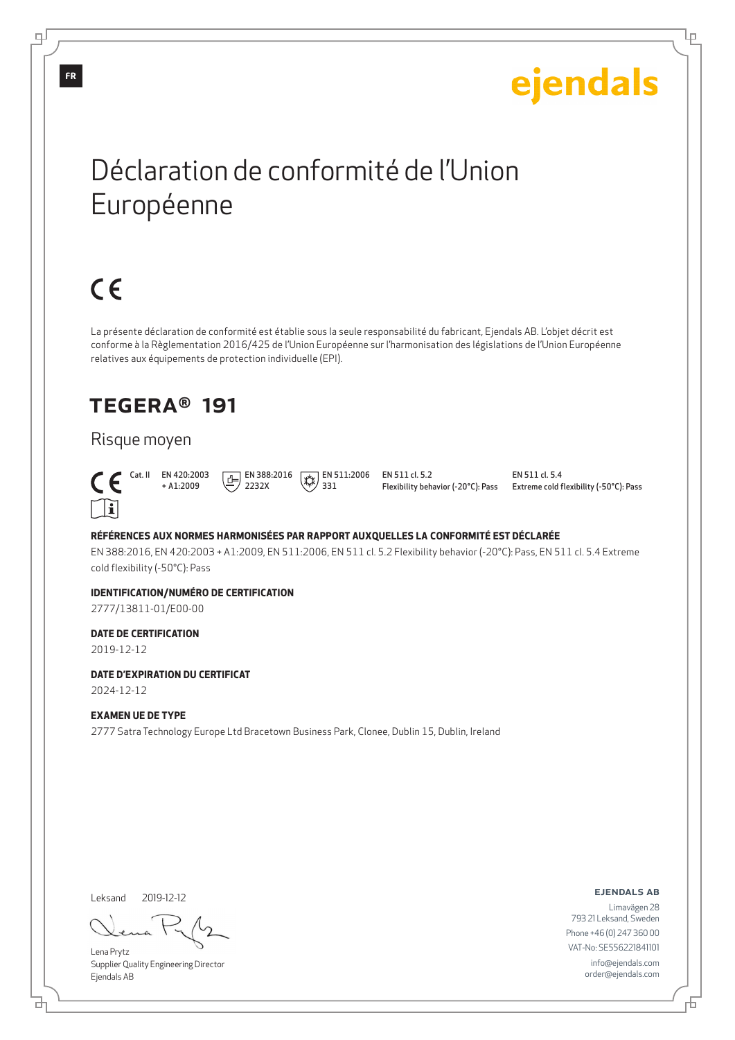FR

ejendals

# Déclaration de conformité de l'Union Européenne

CE

La présente déclaration de conformité est établie sous la seule responsabilité du fabricant, Ejendals AB. L'objet décrit est conforme à la Règlementation 2016/425 de l'Union Européenne sur l'harmonisation des législations de l'Union Européenne relatives aux équipements de protection individuelle (EPI).

## TEGERA® 191

### Risque moyen

CE Cat. II | EN 420:2003 + A1:2009 | EN 388:2016 2232X | EN 511:2006 331 | EN 511 cl. 5.2 Flexibility behavior (-20°C): Pass | EN 511 cl. 5.4 Extreme cold flexibility (-50°C): Pass

**RÉFÉRENCES AUX NORMES HARMONISÉES PAR RAPPORT AUXQUELLES LA CONFORMITÉ EST DÉCLARÉE**

EN 388:2016, EN 420:2003 + A1:2009, EN 511:2006, EN 511 cl. 5.2 Flexibility behavior (-20°C): Pass, EN 511 cl. 5.4 Extreme cold flexibility (-50°C): Pass

**IDENTIFICATION/NUMÉRO DE CERTIFICATION**

2777/13811-01/E00-00

**DATE DE CERTIFICATION**

2019-12-12

**DATE D'EXPIRATION DU CERTIFICAT**

2024-12-12

**EXAMEN UE DE TYPE**

2777 Satra Technology Europe Ltd Bracetown Business Park, Clonee, Dublin 15, Dublin, Ireland

Leksand 2019-12-12

Lena Prytz
Supplier Quality Engineering Director
Ejendals AB

**EJENDALS AB**
Limavägen 28
793 21 Leksand, Sweden
Phone +46 (0) 247 360 00
VAT-No: SE556221841101
info@ejendals.com
order@ejendals.com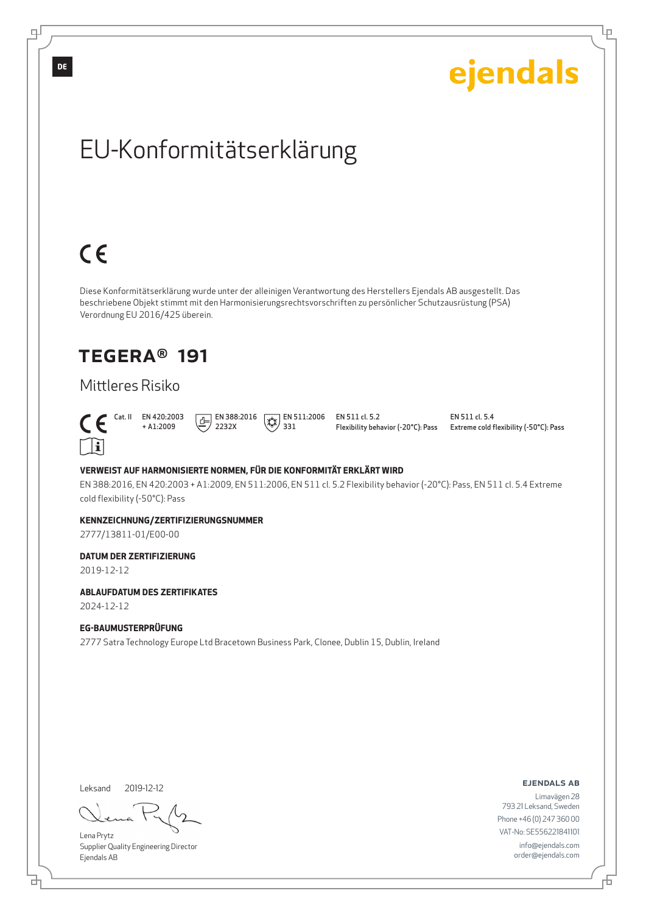DE

ejendals

# EU-Konformitätserklärung

CE

Diese Konformitätserklärung wurde unter der alleinigen Verantwortung des Herstellers Ejendals AB ausgestellt. Das beschriebene Objekt stimmt mit den Harmonisierungsrechtsvorschriften zu persönlicher Schutzausrüstung (PSA) Verordnung EU 2016/425 überein.

## TEGERA® 191

### Mittleres Risiko

| CE Cat. II | EN 420:2003 + A1:2009 | EN 388:2016 2232X | EN 511:2006 331 | EN 511 cl. 5.2 Flexibility behavior (-20°C): Pass | EN 511 cl. 5.4 Extreme cold flexibility (-50°C): Pass |
|---|---|---|---|---|---|

**VERWEIST AUF HARMONISIERTE NORMEN, FÜR DIE KONFORMITÄT ERKLÄRT WIRD**

EN 388:2016, EN 420:2003 + A1:2009, EN 511:2006, EN 511 cl. 5.2 Flexibility behavior (-20°C): Pass, EN 511 cl. 5.4 Extreme cold flexibility (-50°C): Pass

**KENNZEICHNUNG/ZERTIFIZIERUNGSNUMMER**

2777/13811-01/E00-00

**DATUM DER ZERTIFIZIERUNG**

2019-12-12

**ABLAUFDATUM DES ZERTIFIKATES**

2024-12-12

**EG-BAUMUSTERPRÜFUNG**

2777 Satra Technology Europe Ltd Bracetown Business Park, Clonee, Dublin 15, Dublin, Ireland

Leksand 2019-12-12

Lena Prytz
Supplier Quality Engineering Director
Ejendals AB

**EJENDALS AB**
Limavägen 28
793 21 Leksand, Sweden
Phone +46 (0) 247 360 00
VAT-No: SE556221841101
info@ejendals.com
order@ejendals.com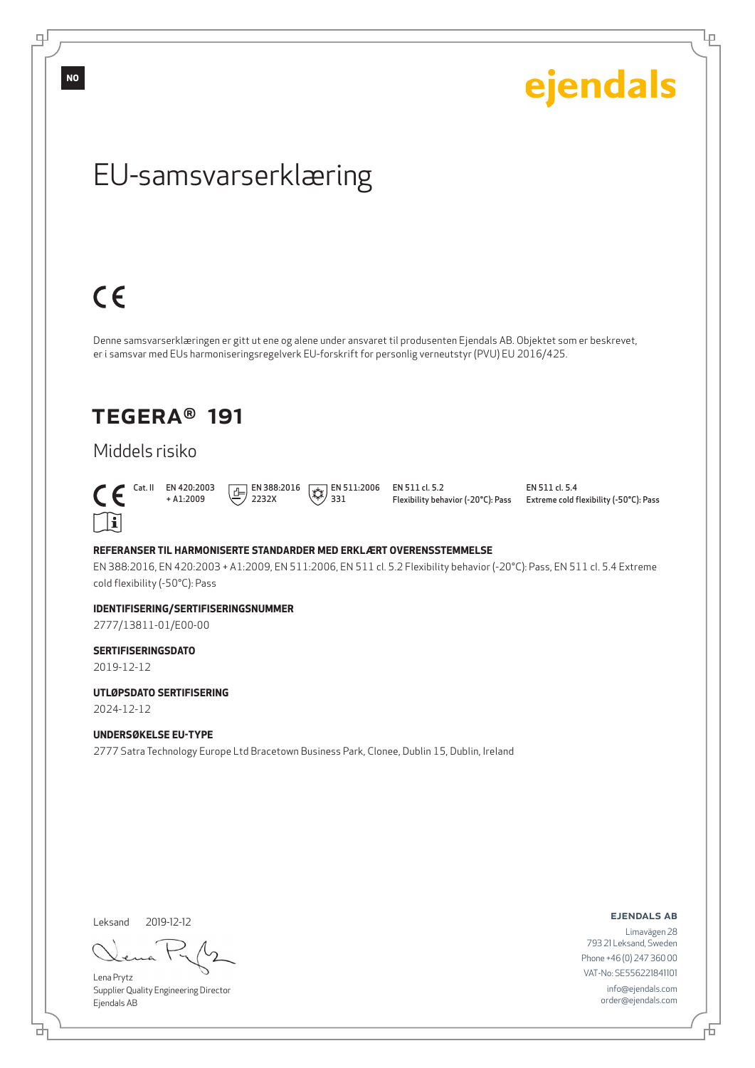NO

ejendals

# EU-samsvarserklæring

CE

Denne samsvarserklæringen er gitt ut ene og alene under ansvaret til produsenten Ejendals AB. Objektet som er beskrevet, er i samsvar med EUs harmoniseringsregelverk EU-forskrift for personlig verneutstyr (PVU) EU 2016/425.

## TEGERA® 191

Middels risiko

| CE Cat. II | EN 420:2003 + A1:2009 | EN 388:2016 2232X | EN 511:2006 331 | EN 511 cl. 5.2 Flexibility behavior (-20°C): Pass | EN 511 cl. 5.4 Extreme cold flexibility (-50°C): Pass |
|---|---|---|---|---|---|

**REFERANSER TIL HARMONISERTE STANDARDER MED ERKLÆRT OVERENSSTEMMELSE**

EN 388:2016, EN 420:2003 + A1:2009, EN 511:2006, EN 511 cl. 5.2 Flexibility behavior (-20°C): Pass, EN 511 cl. 5.4 Extreme cold flexibility (-50°C): Pass

**IDENTIFISERING/SERTIFISERINGSNUMMER**

2777/13811-01/E00-00

**SERTIFISERINGSDATO**

2019-12-12

**UTLØPSDATO SERTIFISERING**

2024-12-12

**UNDERSØKELSE EU-TYPE**

2777 Satra Technology Europe Ltd Bracetown Business Park, Clonee, Dublin 15, Dublin, Ireland

Leksand 2019-12-12

Lena Prytz
Supplier Quality Engineering Director
Ejendals AB

**EJENDALS AB**
Limavägen 28
793 21 Leksand, Sweden
Phone +46 (0) 247 360 00
VAT-No: SE556221841101
info@ejendals.com
order@ejendals.com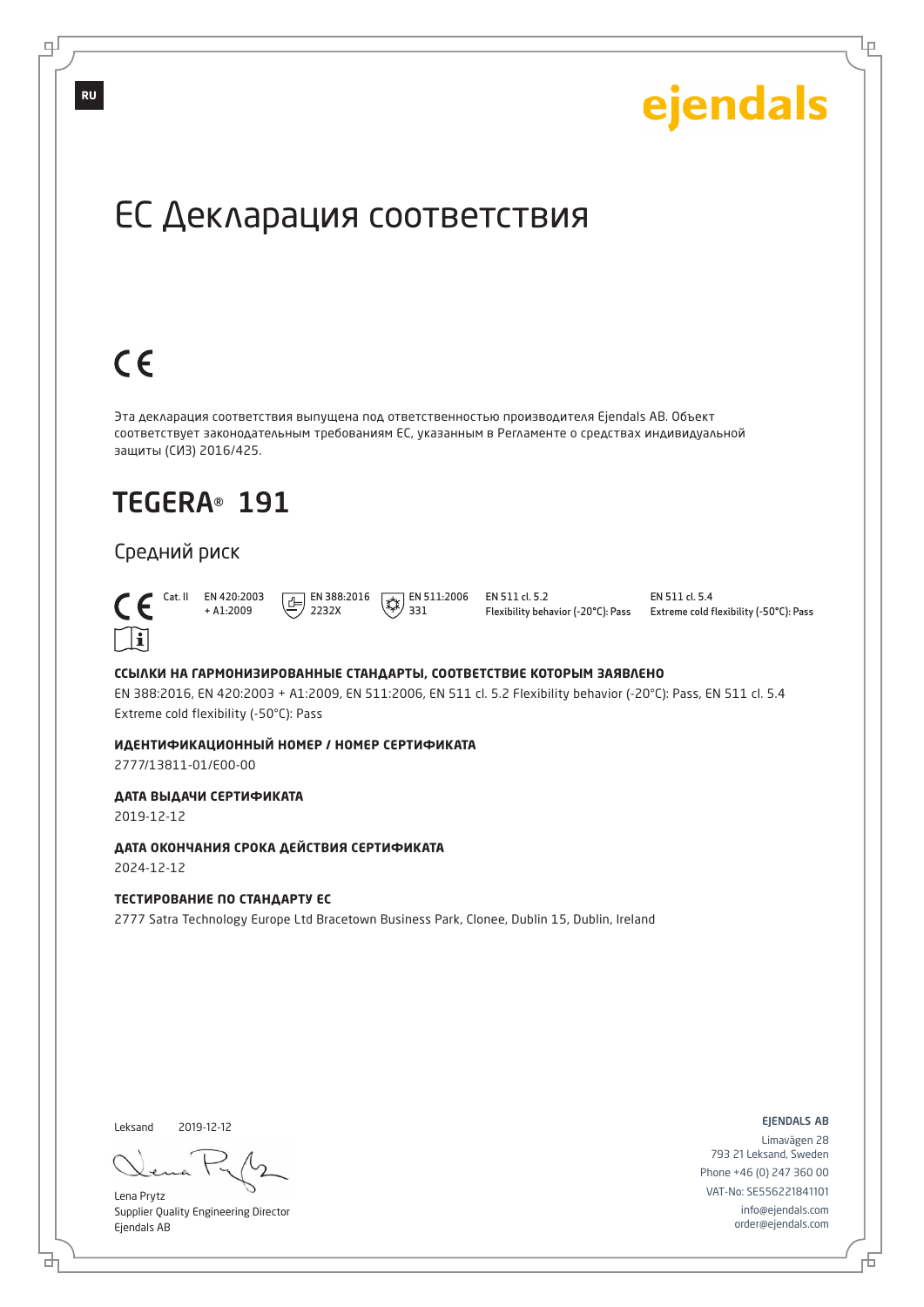RU

ejendals

# ЕС Декларация соответствия

CE

Эта декларация соответствия выпущена под ответственностью производителя Ejendals AB. Объект соответствует законодательным требованиям ЕС, указанным в Регламенте о средствах индивидуальной защиты (СИЗ) 2016/425.

## TEGERA® 191

### Средний риск

CE Cat. II | EN 420:2003 + A1:2009 | EN 388:2016 2232X | EN 511:2006 331 | EN 511 cl. 5.2 Flexibility behavior (-20°C): Pass | EN 511 cl. 5.4 Extreme cold flexibility (-50°C): Pass

**ССЫЛКИ НА ГАРМОНИЗИРОВАННЫЕ СТАНДАРТЫ, СООТВЕТСТВИЕ КОТОРЫМ ЗАЯВЛЕНО**

EN 388:2016, EN 420:2003 + A1:2009, EN 511:2006, EN 511 cl. 5.2 Flexibility behavior (-20°C): Pass, EN 511 cl. 5.4 Extreme cold flexibility (-50°C): Pass

**ИДЕНТИФИКАЦИОННЫЙ НОМЕР / НОМЕР СЕРТИФИКАТА**

2777/13811-01/E00-00

**ДАТА ВЫДАЧИ СЕРТИФИКАТА**

2019-12-12

**ДАТА ОКОНЧАНИЯ СРОКА ДЕЙСТВИЯ СЕРТИФИКАТА**

2024-12-12

**ТЕСТИРОВАНИЕ ПО СТАНДАРТУ ЕС**

2777 Satra Technology Europe Ltd Bracetown Business Park, Clonee, Dublin 15, Dublin, Ireland

Leksand 2019-12-12

Lena Prytz
Supplier Quality Engineering Director
Ejendals AB

EJENDALS AB
Limavägen 28
793 21 Leksand, Sweden
Phone +46 (0) 247 360 00
VAT-No: SE556221841101
info@ejendals.com
order@ejendals.com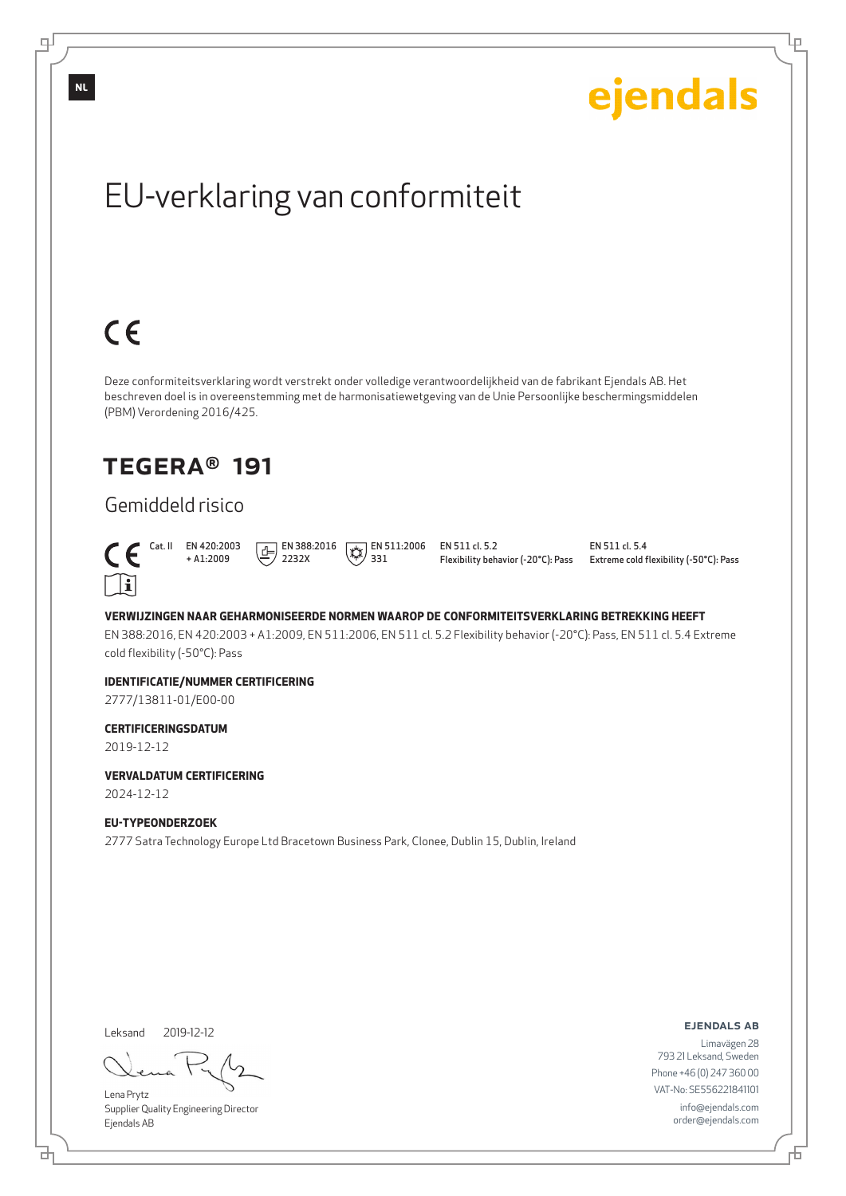NL

ejendals

# EU-verklaring van conformiteit

CE

Deze conformiteitsverklaring wordt verstrekt onder volledige verantwoordelijkheid van de fabrikant Ejendals AB. Het beschreven doel is in overeenstemming met de harmonisatiewetgeving van de Unie Persoonlijke beschermingsmiddelen (PBM) Verordening 2016/425.

## TEGERA® 191

### Gemiddeld risico

CE Cat. II | EN 420:2003 + A1:2009 | EN 388:2016 2232X | EN 511:2006 331 | EN 511 cl. 5.2 Flexibility behavior (-20°C): Pass | EN 511 cl. 5.4 Extreme cold flexibility (-50°C): Pass

**VERWIJZINGEN NAAR GEHARMONISEERDE NORMEN WAAROP DE CONFORMITEITSVERKLARING BETREKKING HEEFT**

EN 388:2016, EN 420:2003 + A1:2009, EN 511:2006, EN 511 cl. 5.2 Flexibility behavior (-20°C): Pass, EN 511 cl. 5.4 Extreme cold flexibility (-50°C): Pass

**IDENTIFICATIE/NUMMER CERTIFICERING**

2777/13811-01/E00-00

**CERTIFICERINGSDATUM**

2019-12-12

**VERVALDATUM CERTIFICERING**

2024-12-12

**EU-TYPEONDERZOEK**

2777 Satra Technology Europe Ltd Bracetown Business Park, Clonee, Dublin 15, Dublin, Ireland

Leksand 2019-12-12

Lena Prytz
Supplier Quality Engineering Director
Ejendals AB

**EJENDALS AB**
Limavägen 28
793 21 Leksand, Sweden
Phone +46 (0) 247 360 00
VAT-No: SE556221841101
info@ejendals.com
order@ejendals.com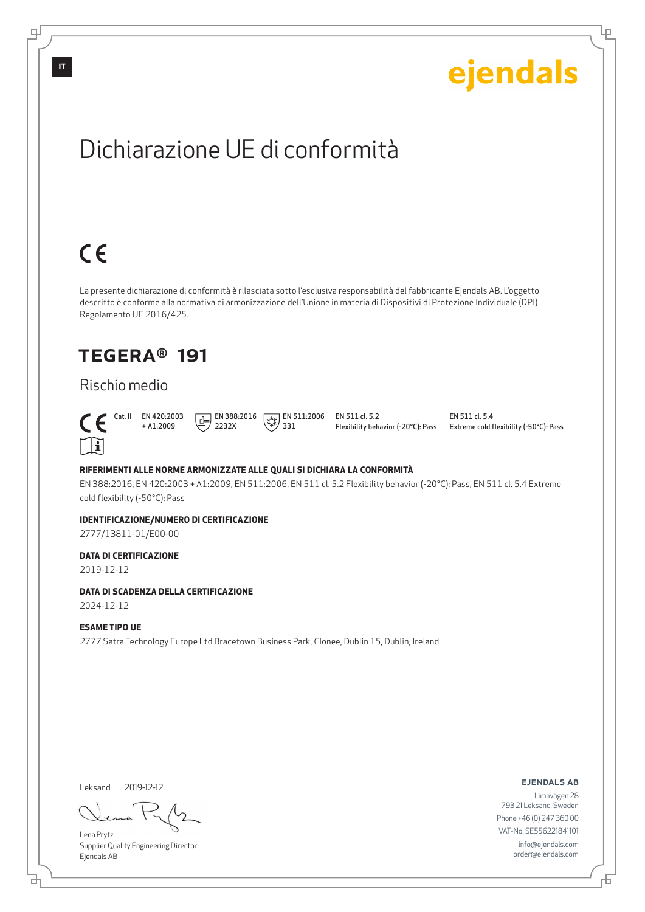IT

ejendals

# Dichiarazione UE di conformità

CE

La presente dichiarazione di conformità è rilasciata sotto l'esclusiva responsabilità del fabbricante Ejendals AB. L'oggetto descritto è conforme alla normativa di armonizzazione dell'Unione in materia di Dispositivi di Protezione Individuale (DPI) Regolamento UE 2016/425.

## TEGERA® 191

### Rischio medio

| CE Cat. II | EN 420:2003 + A1:2009 | EN 388:2016 2232X | EN 511:2006 331 | EN 511 cl. 5.2 Flexibility behavior (-20°C): Pass | EN 511 cl. 5.4 Extreme cold flexibility (-50°C): Pass |
|---|---|---|---|---|---|

**RIFERIMENTI ALLE NORME ARMONIZZATE ALLE QUALI SI DICHIARA LA CONFORMITÀ**

EN 388:2016, EN 420:2003 + A1:2009, EN 511:2006, EN 511 cl. 5.2 Flexibility behavior (-20°C): Pass, EN 511 cl. 5.4 Extreme cold flexibility (-50°C): Pass

**IDENTIFICAZIONE/NUMERO DI CERTIFICAZIONE**

2777/13811-01/E00-00

**DATA DI CERTIFICAZIONE**

2019-12-12

**DATA DI SCADENZA DELLA CERTIFICAZIONE**

2024-12-12

**ESAME TIPO UE**

2777 Satra Technology Europe Ltd Bracetown Business Park, Clonee, Dublin 15, Dublin, Ireland

Leksand 2019-12-12

Lena Prytz
Supplier Quality Engineering Director
Ejendals AB

**EJENDALS AB**
Limavägen 28
793 21 Leksand, Sweden
Phone +46 (0) 247 360 00
VAT-No: SE556221841101
info@ejendals.com
order@ejendals.com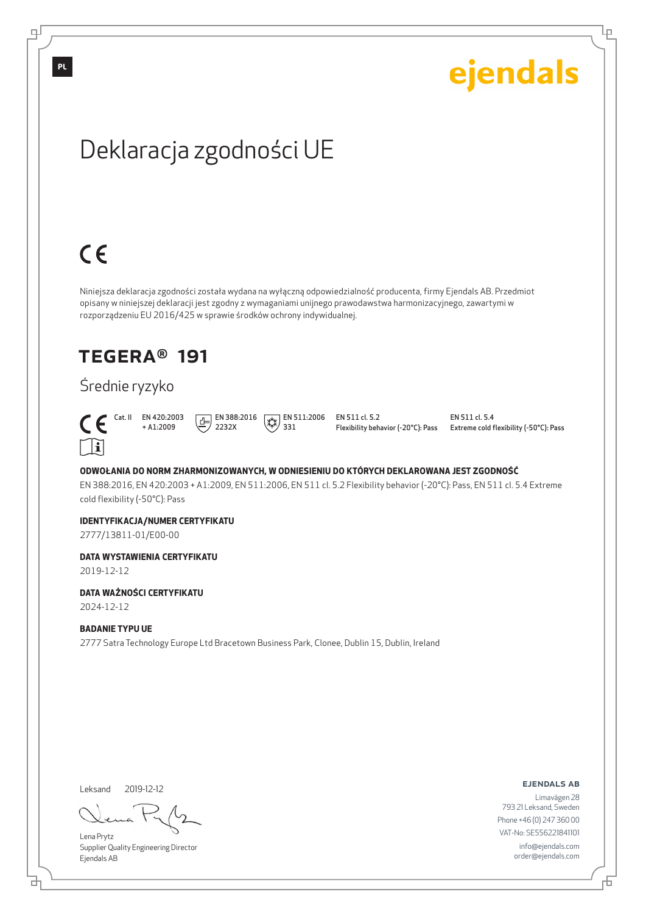PL

ejendals

# Deklaracja zgodności UE

CE

Niniejsza deklaracja zgodności została wydana na wyłączną odpowiedzialność producenta, firmy Ejendals AB. Przedmiot opisany w niniejszej deklaracji jest zgodny z wymaganiami unijnego prawodawstwa harmonizacyjnego, zawartymi w rozporządzeniu EU 2016/425 w sprawie środków ochrony indywidualnej.

## TEGERA® 191

### Średnie ryzyko

CE Cat. II | EN 420:2003 + A1:2009 | EN 388:2016 2232X | EN 511:2006 331 | EN 511 cl. 5.2 Flexibility behavior (-20°C): Pass | EN 511 cl. 5.4 Extreme cold flexibility (-50°C): Pass

**ODWOŁANIA DO NORM ZHARMONIZOWANYCH, W ODNIESIENIU DO KTÓRYCH DEKLAROWANA JEST ZGODNOŚĆ**

EN 388:2016, EN 420:2003 + A1:2009, EN 511:2006, EN 511 cl. 5.2 Flexibility behavior (-20°C): Pass, EN 511 cl. 5.4 Extreme cold flexibility (-50°C): Pass

**IDENTYFIKACJA/NUMER CERTYFIKATU**

2777/13811-01/E00-00

**DATA WYSTAWIENIA CERTYFIKATU**

2019-12-12

**DATA WAŻNOŚCI CERTYFIKATU**

2024-12-12

**BADANIE TYPU UE**

2777 Satra Technology Europe Ltd Bracetown Business Park, Clonee, Dublin 15, Dublin, Ireland

Leksand 2019-12-12

Lena Prytz
Supplier Quality Engineering Director
Ejendals AB

**EJENDALS AB**
Limavägen 28
793 21 Leksand, Sweden
Phone +46 (0) 247 360 00
VAT-No: SE556221841101
info@ejendals.com
order@ejendals.com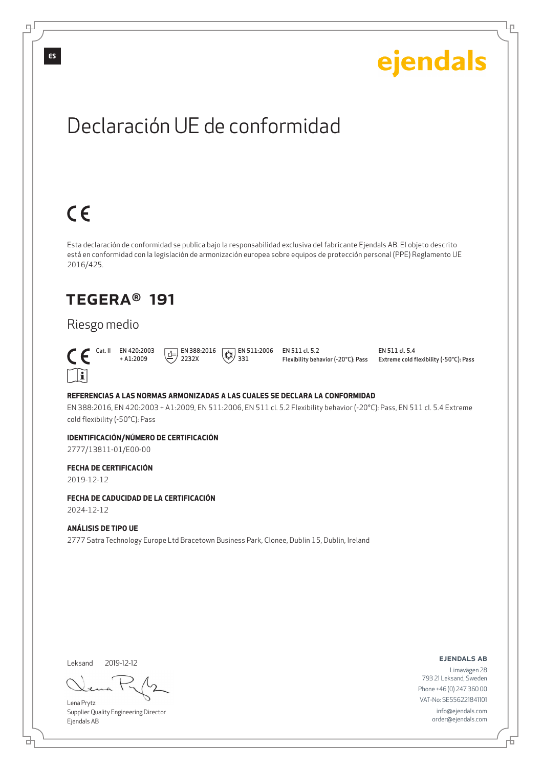ES

ejendals

# Declaración UE de conformidad

CE

Esta declaración de conformidad se publica bajo la responsabilidad exclusiva del fabricante Ejendals AB. El objeto descrito está en conformidad con la legislación de armonización europea sobre equipos de protección personal (PPE) Reglamento UE 2016/425.

## TEGERA® 191

### Riesgo medio

CE Cat. II | EN 420:2003 + A1:2009 | EN 388:2016 2232X | EN 511:2006 331 | EN 511 cl. 5.2 Flexibility behavior (-20°C): Pass | EN 511 cl. 5.4 Extreme cold flexibility (-50°C): Pass

**REFERENCIAS A LAS NORMAS ARMONIZADAS A LAS CUALES SE DECLARA LA CONFORMIDAD**

EN 388:2016, EN 420:2003 + A1:2009, EN 511:2006, EN 511 cl. 5.2 Flexibility behavior (-20°C): Pass, EN 511 cl. 5.4 Extreme cold flexibility (-50°C): Pass

**IDENTIFICACIÓN/NÚMERO DE CERTIFICACIÓN**

2777/13811-01/E00-00

**FECHA DE CERTIFICACIÓN**

2019-12-12

**FECHA DE CADUCIDAD DE LA CERTIFICACIÓN**

2024-12-12

**ANÁLISIS DE TIPO UE**

2777 Satra Technology Europe Ltd Bracetown Business Park, Clonee, Dublin 15, Dublin, Ireland

Leksand 2019-12-12

Lena Prytz
Supplier Quality Engineering Director
Ejendals AB

**EJENDALS AB**
Limavägen 28
793 21 Leksand, Sweden
Phone +46 (0) 247 360 00
VAT-No: SE556221841101
info@ejendals.com
order@ejendals.com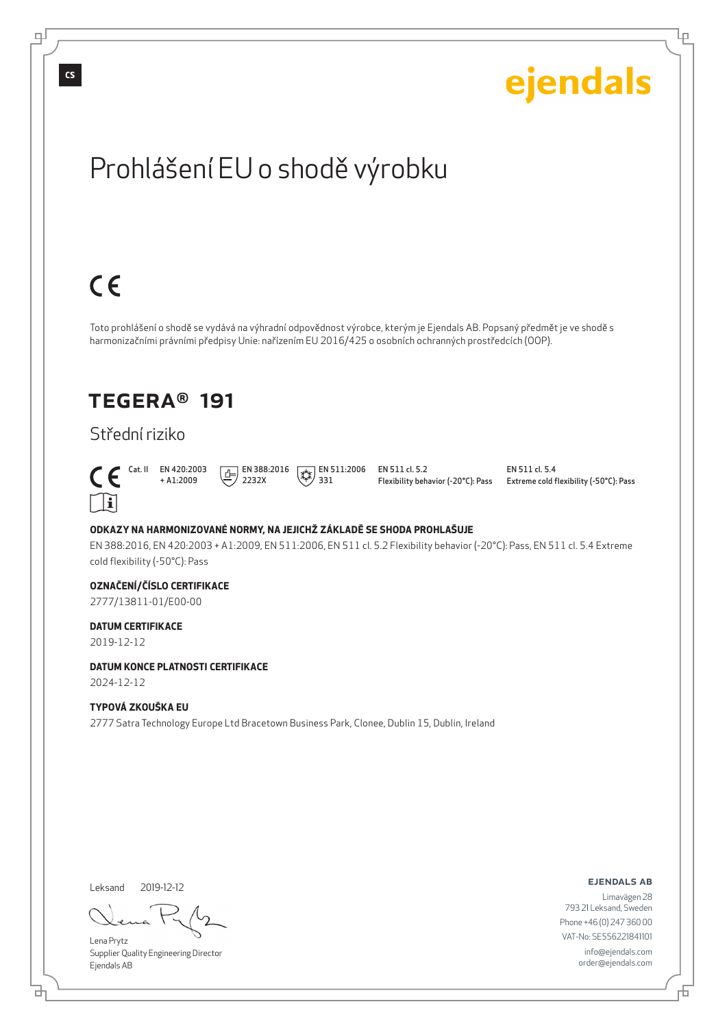CS

ejendals

# Prohlášení EU o shodě výrobku

CE

Toto prohlášení o shodě se vydává na výhradní odpovědnost výrobce, kterým je Ejendals AB. Popsaný předmět je ve shodě s harmonizačními právními předpisy Unie: nařízením EU 2016/425 o osobních ochranných prostředcích (OOP).

## TEGERA® 191

### Střední riziko

| CE Cat. II | EN 420:2003 + A1:2009 | EN 388:2016 2232X | EN 511:2006 331 | EN 511 cl. 5.2 Flexibility behavior (-20°C): Pass | EN 511 cl. 5.4 Extreme cold flexibility (-50°C): Pass |
|---|---|---|---|---|---|

**ODKAZY NA HARMONIZOVANÉ NORMY, NA JEJICHŽ ZÁKLADĚ SE SHODA PROHLAŠUJE**

EN 388:2016, EN 420:2003 + A1:2009, EN 511:2006, EN 511 cl. 5.2 Flexibility behavior (-20°C): Pass, EN 511 cl. 5.4 Extreme cold flexibility (-50°C): Pass

**OZNAČENÍ/ČÍSLO CERTIFIKACE**

2777/13811-01/E00-00

**DATUM CERTIFIKACE**

2019-12-12

**DATUM KONCE PLATNOSTI CERTIFIKACE**

2024-12-12

**TYPOVÁ ZKOUŠKA EU**

2777 Satra Technology Europe Ltd Bracetown Business Park, Clonee, Dublin 15, Dublin, Ireland

Leksand 2019-12-12

Lena Prytz
Supplier Quality Engineering Director
Ejendals AB

**EJENDALS AB**
Limavägen 28
793 21 Leksand, Sweden
Phone +46 (0) 247 360 00
VAT-No: SE556221841101
info@ejendals.com
order@ejendals.com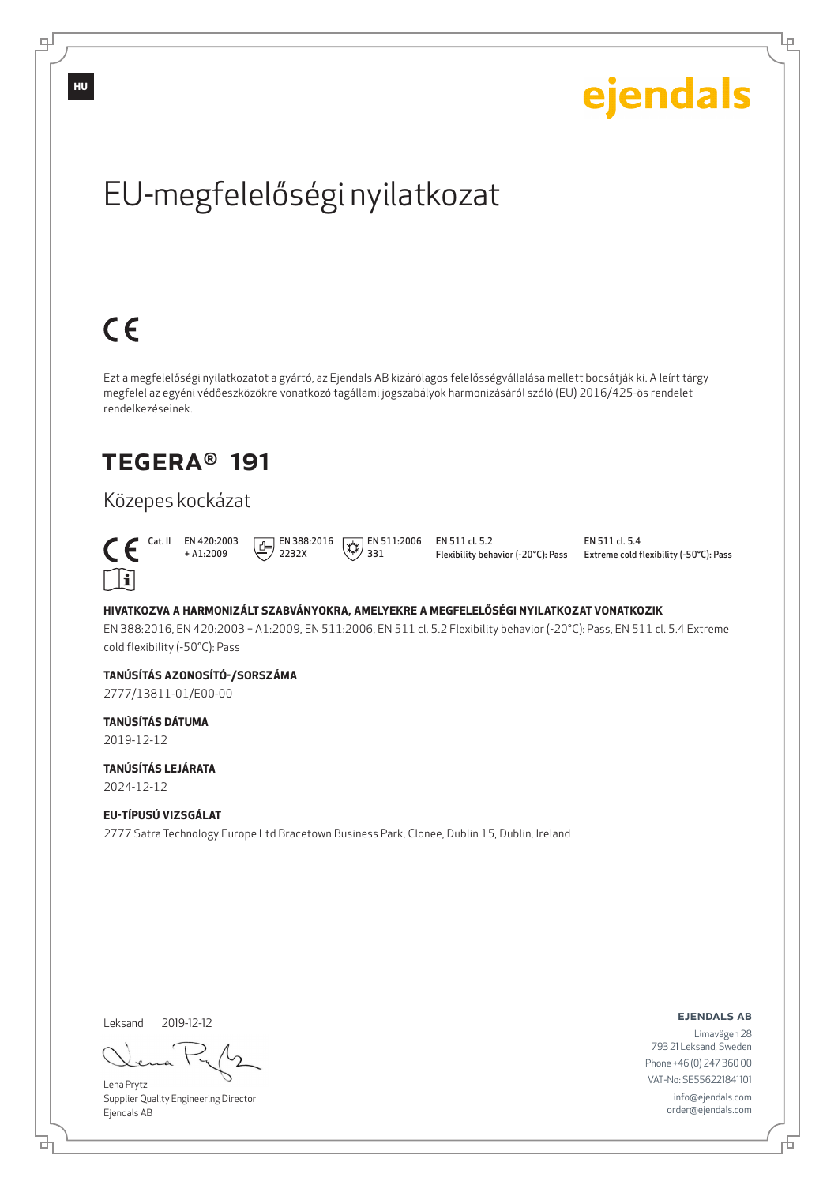HU

ejendals

# EU-megfelelőségi nyilatkozat

CE

Ezt a megfelelőségi nyilatkozatot a gyártó, az Ejendals AB kizárólagos felelősségvállalása mellett bocsátják ki. A leírt tárgy megfelel az egyéni védőeszközökre vonatkozó tagállami jogszabályok harmonizásáról szóló (EU) 2016/425-ös rendelet rendelkezéseinek.

## TEGERA® 191

### Közepes kockázat

CE Cat. II | EN 420:2003 + A1:2009 | EN 388:2016 2232X | EN 511:2006 331 | EN 511 cl. 5.2 Flexibility behavior (-20°C): Pass | EN 511 cl. 5.4 Extreme cold flexibility (-50°C): Pass

**HIVATKOZVA A HARMONIZÁLT SZABVÁNYOKRA, AMELYEKRE A MEGFELELŐSÉGI NYILATKOZAT VONATKOZIK**

EN 388:2016, EN 420:2003 + A1:2009, EN 511:2006, EN 511 cl. 5.2 Flexibility behavior (-20°C): Pass, EN 511 cl. 5.4 Extreme cold flexibility (-50°C): Pass

**TANÚSÍTÁS AZONOSÍTÓ-/SORSZÁMA**

2777/13811-01/E00-00

**TANÚSÍTÁS DÁTUMA**

2019-12-12

**TANÚSÍTÁS LEJÁRATA**

2024-12-12

**EU-TÍPUSÚ VIZSGÁLAT**

2777 Satra Technology Europe Ltd Bracetown Business Park, Clonee, Dublin 15, Dublin, Ireland

Leksand 2019-12-12

Lena Prytz
Supplier Quality Engineering Director
Ejendals AB

**EJENDALS AB**
Limavägen 28
793 21 Leksand, Sweden
Phone +46 (0) 247 360 00
VAT-No: SE556221841101
info@ejendals.com
order@ejendals.com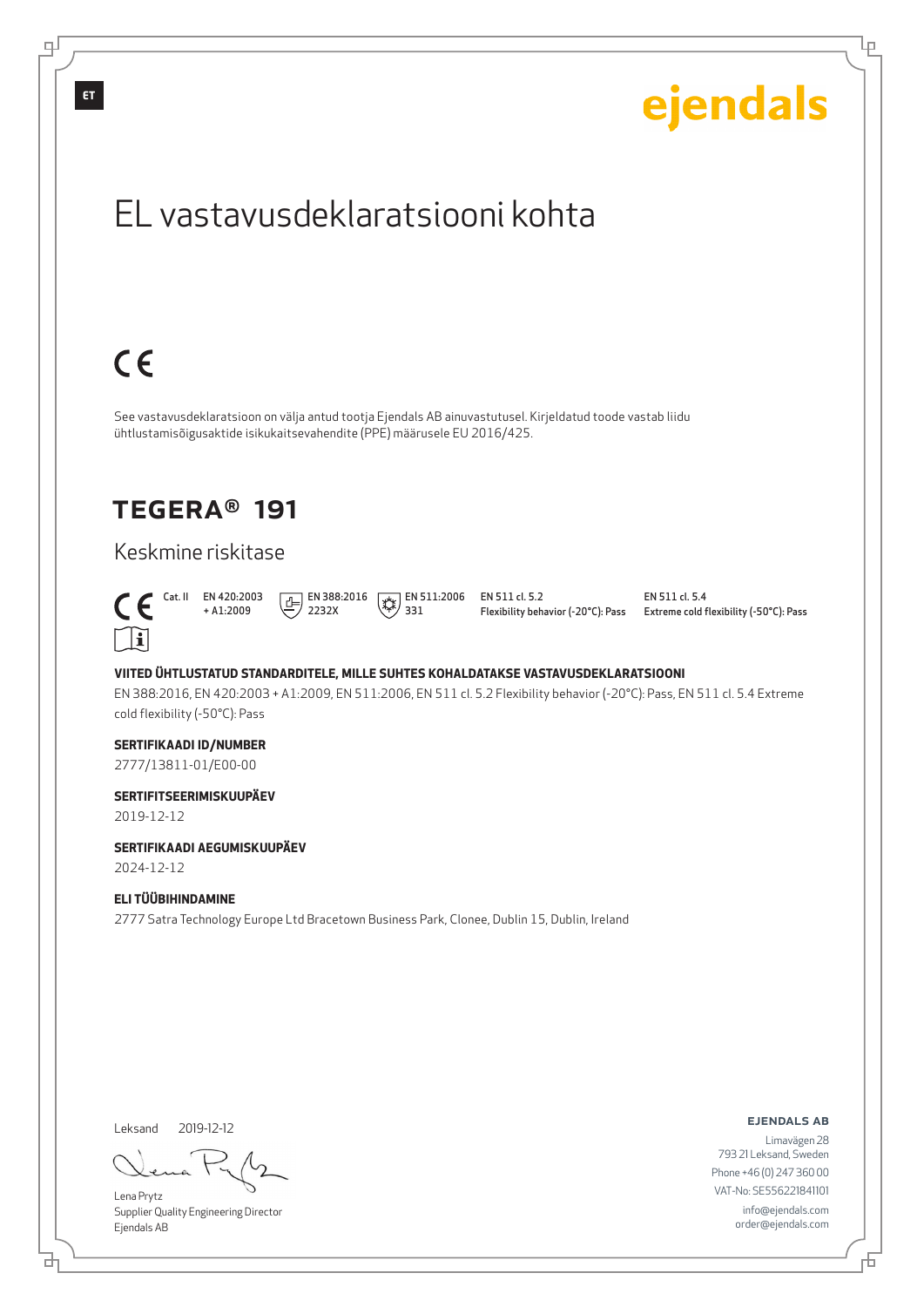ET

ejendals

# EL vastavusdeklaratsiooni kohta

CE

See vastavusdeklaratsioon on välja antud tootja Ejendals AB ainuvastutusel. Kirjeldatud toode vastab liidu ühtlustamisõigusaktide isikukaitsevahendite (PPE) määrusele EU 2016/425.

## TEGERA® 191

### Keskmine riskitase

CE Cat. II | EN 420:2003 + A1:2009 | EN 388:2016 2232X | EN 511:2006 331 | EN 511 cl. 5.2 Flexibility behavior (-20°C): Pass | EN 511 cl. 5.4 Extreme cold flexibility (-50°C): Pass

**VIITED ÜHTLUSTATUD STANDARDITELE, MILLE SUHTES KOHALDATAKSE VASTAVUSDEKLARATSIOONI**

EN 388:2016, EN 420:2003 + A1:2009, EN 511:2006, EN 511 cl. 5.2 Flexibility behavior (-20°C): Pass, EN 511 cl. 5.4 Extreme cold flexibility (-50°C): Pass

**SERTIFIKAADI ID/NUMBER**

2777/13811-01/E00-00

**SERTIFITSEERIMISKUUPÄEV**

2019-12-12

**SERTIFIKAADI AEGUMISKUUPÄEV**

2024-12-12

**ELI TÜÜBIHINDAMINE**

2777 Satra Technology Europe Ltd Bracetown Business Park, Clonee, Dublin 15, Dublin, Ireland

Leksand 2019-12-12

Lena Prytz
Supplier Quality Engineering Director
Ejendals AB

**EJENDALS AB**
Limavägen 28
793 21 Leksand, Sweden
Phone +46 (0) 247 360 00
VAT-No: SE556221841101
info@ejendals.com
order@ejendals.com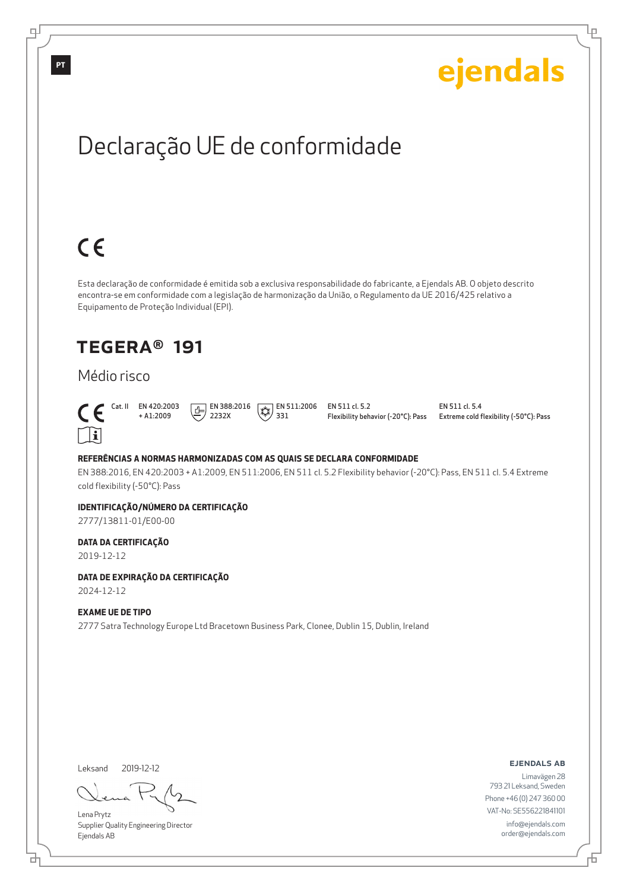PT

ejendals

# Declaração UE de conformidade

CE

Esta declaração de conformidade é emitida sob a exclusiva responsabilidade do fabricante, a Ejendals AB. O objeto descrito encontra-se em conformidade com a legislação de harmonização da União, o Regulamento da UE 2016/425 relativo a Equipamento de Proteção Individual (EPI).

## TEGERA® 191

Médio risco

CE Cat. II | EN 420:2003 + A1:2009 | EN 388:2016 2232X | EN 511:2006 331 | EN 511 cl. 5.2 Flexibility behavior (-20°C): Pass | EN 511 cl. 5.4 Extreme cold flexibility (-50°C): Pass

**REFERÊNCIAS A NORMAS HARMONIZADAS COM AS QUAIS SE DECLARA CONFORMIDADE**

EN 388:2016, EN 420:2003 + A1:2009, EN 511:2006, EN 511 cl. 5.2 Flexibility behavior (-20°C): Pass, EN 511 cl. 5.4 Extreme cold flexibility (-50°C): Pass

**IDENTIFICAÇÃO/NÚMERO DA CERTIFICAÇÃO**

2777/13811-01/E00-00

**DATA DA CERTIFICAÇÃO**

2019-12-12

**DATA DE EXPIRAÇÃO DA CERTIFICAÇÃO**

2024-12-12

**EXAME UE DE TIPO**

2777 Satra Technology Europe Ltd Bracetown Business Park, Clonee, Dublin 15, Dublin, Ireland

Leksand 2019-12-12

Lena Prytz
Supplier Quality Engineering Director
Ejendals AB

**EJENDALS AB**
Limavägen 28
793 21 Leksand, Sweden
Phone +46 (0) 247 360 00
VAT-No: SE556221841101
info@ejendals.com
order@ejendals.com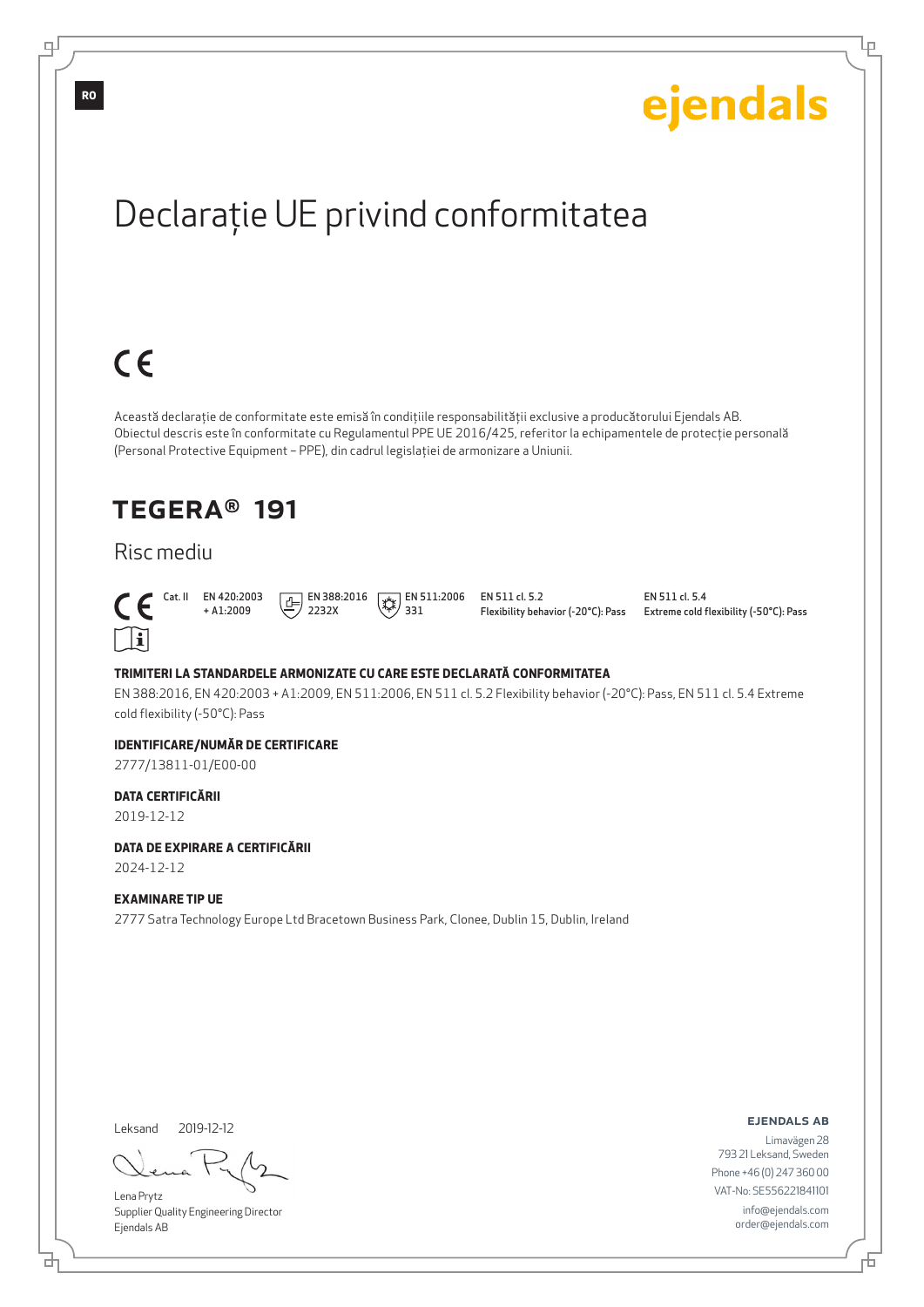RO

ejendals

# Declarație UE privind conformitatea

CE

Această declarație de conformitate este emisă în condițiile responsabilității exclusive a producătorului Ejendals AB. Obiectul descris este în conformitate cu Regulamentul PPE UE 2016/425, referitor la echipamentele de protecție personală (Personal Protective Equipment – PPE), din cadrul legislației de armonizare a Uniunii.

## TEGERA® 191

### Risc mediu

CE Cat. II | EN 420:2003 + A1:2009 | EN 388:2016 2232X | EN 511:2006 331 | EN 511 cl. 5.2 Flexibility behavior (-20°C): Pass | EN 511 cl. 5.4 Extreme cold flexibility (-50°C): Pass

**TRIMITERI LA STANDARDELE ARMONIZATE CU CARE ESTE DECLARATĂ CONFORMITATEA**

EN 388:2016, EN 420:2003 + A1:2009, EN 511:2006, EN 511 cl. 5.2 Flexibility behavior (-20°C): Pass, EN 511 cl. 5.4 Extreme cold flexibility (-50°C): Pass

**IDENTIFICARE/NUMĂR DE CERTIFICARE**

2777/13811-01/E00-00

**DATA CERTIFICĂRII**

2019-12-12

**DATA DE EXPIRARE A CERTIFICĂRII**

2024-12-12

**EXAMINARE TIP UE**

2777 Satra Technology Europe Ltd Bracetown Business Park, Clonee, Dublin 15, Dublin, Ireland

Leksand 2019-12-12

Lena Prytz
Supplier Quality Engineering Director
Ejendals AB

**EJENDALS AB**
Limavägen 28
793 21 Leksand, Sweden
Phone +46 (0) 247 360 00
VAT-No: SE556221841101
info@ejendals.com
order@ejendals.com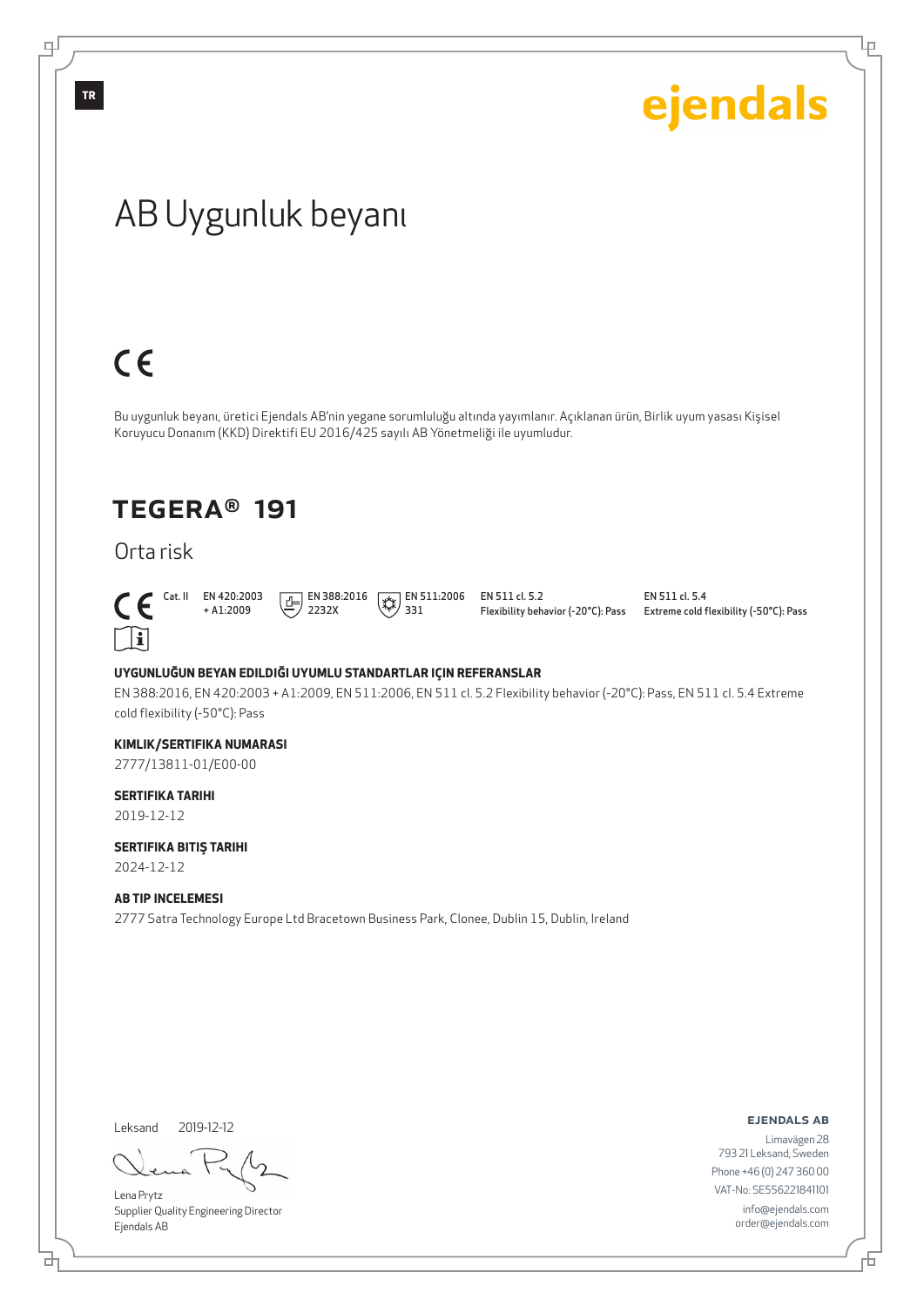TR

ejendals

# AB Uygunluk beyanı

CE

Bu uygunluk beyanı, üretici Ejendals AB'nin yegane sorumluluğu altında yayımlanır. Açıklanan ürün, Birlik uyum yasası Kişisel Koruyucu Donanım (KKD) Direktifi EU 2016/425 sayılı AB Yönetmeliği ile uyumludur.

## TEGERA® 191

Orta risk

CE Cat. II | EN 420:2003 + A1:2009 | EN 388:2016 2232X | EN 511:2006 331 | EN 511 cl. 5.2 Flexibility behavior (-20°C): Pass | EN 511 cl. 5.4 Extreme cold flexibility (-50°C): Pass

**UYGUNLUĞUN BEYAN EDILDIĞI UYUMLU STANDARTLAR IÇIN REFERANSLAR**

EN 388:2016, EN 420:2003 + A1:2009, EN 511:2006, EN 511 cl. 5.2 Flexibility behavior (-20°C): Pass, EN 511 cl. 5.4 Extreme cold flexibility (-50°C): Pass

**KIMLIK/SERTIFIKA NUMARASI**

2777/13811-01/E00-00

**SERTIFIKA TARIHI**

2019-12-12

**SERTIFIKA BITIŞ TARIHI**

2024-12-12

**AB TIP INCELEMESI**

2777 Satra Technology Europe Ltd Bracetown Business Park, Clonee, Dublin 15, Dublin, Ireland

Leksand 2019-12-12

Lena Prytz
Supplier Quality Engineering Director
Ejendals AB

**EJENDALS AB**
Limavägen 28
793 21 Leksand, Sweden
Phone +46 (0) 247 360 00
VAT-No: SE556221841101
info@ejendals.com
order@ejendals.com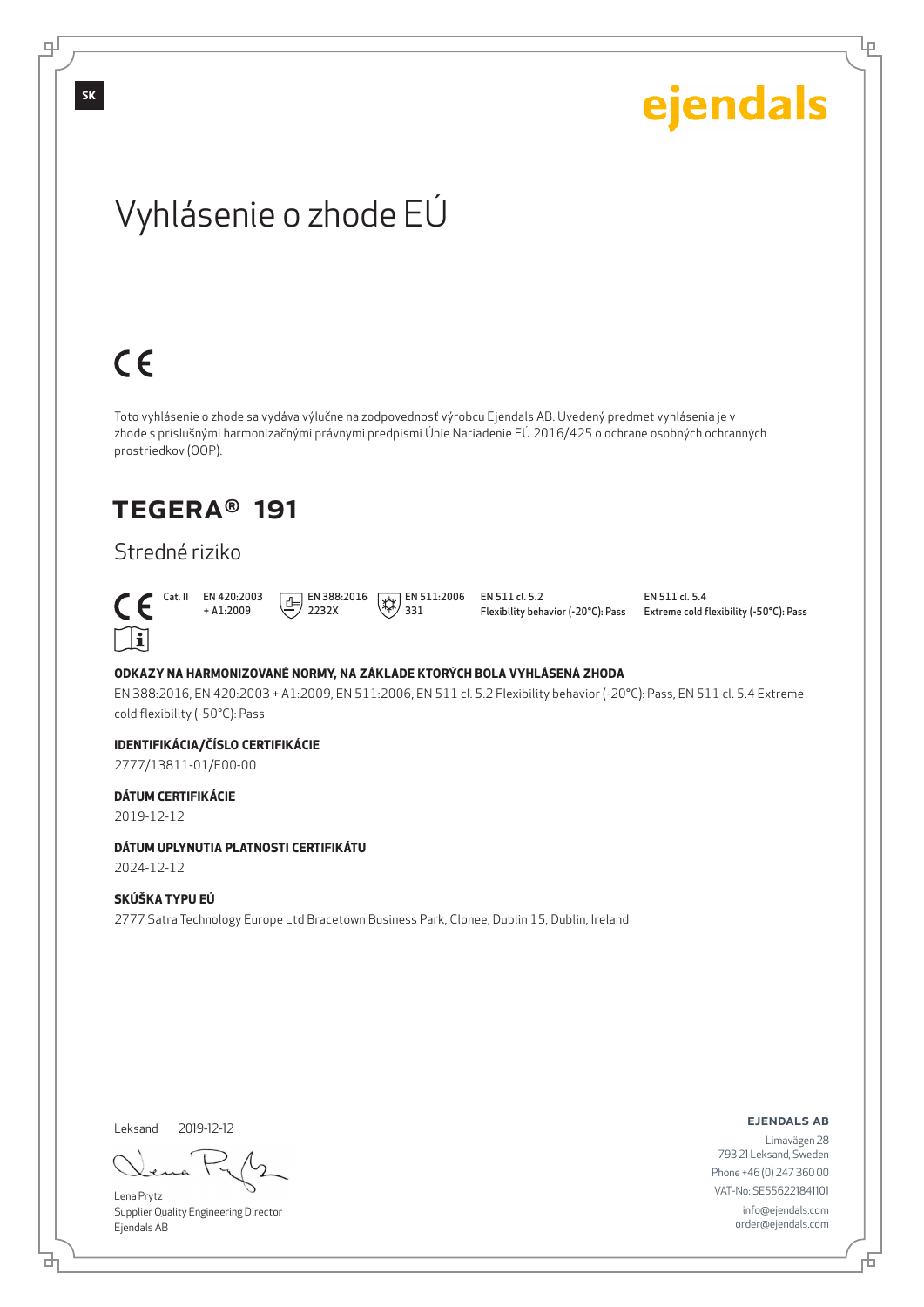SK

ejendals

# Vyhlásenie o zhode EÚ

CE

Toto vyhlásenie o zhode sa vydáva výlučne na zodpovednosť výrobcu Ejendals AB. Uvedený predmet vyhlásenia je v zhode s príslušnými harmonizačnými právnymi predpismi Únie Nariadenie EÚ 2016/425 o ochrane osobných ochranných prostriedkov (OOP).

## TEGERA® 191

### Stredné riziko

CE Cat. II | EN 420:2003 + A1:2009 | EN 388:2016 2232X | EN 511:2006 331 | EN 511 cl. 5.2 Flexibility behavior (-20°C): Pass | EN 511 cl. 5.4 Extreme cold flexibility (-50°C): Pass

**ODKAZY NA HARMONIZOVANÉ NORMY, NA ZÁKLADE KTORÝCH BOLA VYHLÁSENÁ ZHODA**

EN 388:2016, EN 420:2003 + A1:2009, EN 511:2006, EN 511 cl. 5.2 Flexibility behavior (-20°C): Pass, EN 511 cl. 5.4 Extreme cold flexibility (-50°C): Pass

**IDENTIFIKÁCIA/ČÍSLO CERTIFIKÁCIE**

2777/13811-01/E00-00

**DÁTUM CERTIFIKÁCIE**

2019-12-12

**DÁTUM UPLYNUTIA PLATNOSTI CERTIFIKÁTU**

2024-12-12

**SKÚŠKA TYPU EÚ**

2777 Satra Technology Europe Ltd Bracetown Business Park, Clonee, Dublin 15, Dublin, Ireland

Leksand 2019-12-12

Lena Prytz
Supplier Quality Engineering Director
Ejendals AB

**EJENDALS AB**
Limavägen 28
793 21 Leksand, Sweden
Phone +46 (0) 247 360 00
VAT-No: SE556221841101
info@ejendals.com
order@ejendals.com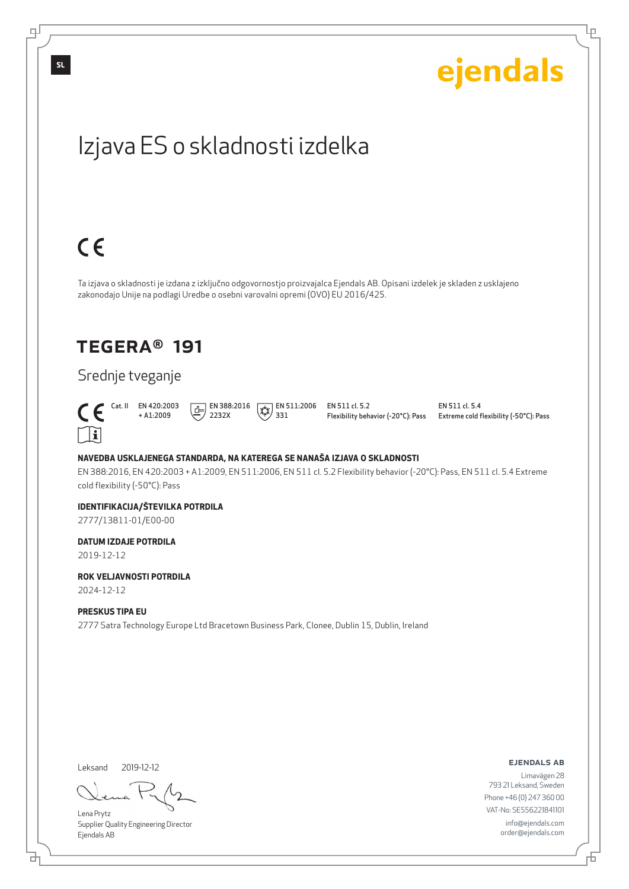SL

ejendals

# Izjava ES o skladnosti izdelka

CE

Ta izjava o skladnosti je izdana z izključno odgovornostjo proizvajalca Ejendals AB. Opisani izdelek je skladen z usklajeno zakonodajo Unije na podlagi Uredbe o osebni varovalni opremi (OVO) EU 2016/425.

## TEGERA® 191

### Srednje tveganje

CE Cat. II | EN 420:2003 + A1:2009 | EN 388:2016 2232X | EN 511:2006 331 | EN 511 cl. 5.2 Flexibility behavior (-20°C): Pass | EN 511 cl. 5.4 Extreme cold flexibility (-50°C): Pass

**NAVEDBA USKLAJENEGA STANDARDA, NA KATEREGA SE NANAŠA IZJAVA O SKLADNOSTI**

EN 388:2016, EN 420:2003 + A1:2009, EN 511:2006, EN 511 cl. 5.2 Flexibility behavior (-20°C): Pass, EN 511 cl. 5.4 Extreme cold flexibility (-50°C): Pass

**IDENTIFIKACIJA/ŠTEVILKA POTRDILA**

2777/13811-01/E00-00

**DATUM IZDAJE POTRDILA**

2019-12-12

**ROK VELJAVNOSTI POTRDILA**

2024-12-12

**PRESKUS TIPA EU**

2777 Satra Technology Europe Ltd Bracetown Business Park, Clonee, Dublin 15, Dublin, Ireland

Leksand 2019-12-12

Lena Prytz
Supplier Quality Engineering Director
Ejendals AB

**EJENDALS AB**
Limavägen 28
793 21 Leksand, Sweden
Phone +46 (0) 247 360 00
VAT-No: SE556221841101
info@ejendals.com
order@ejendals.com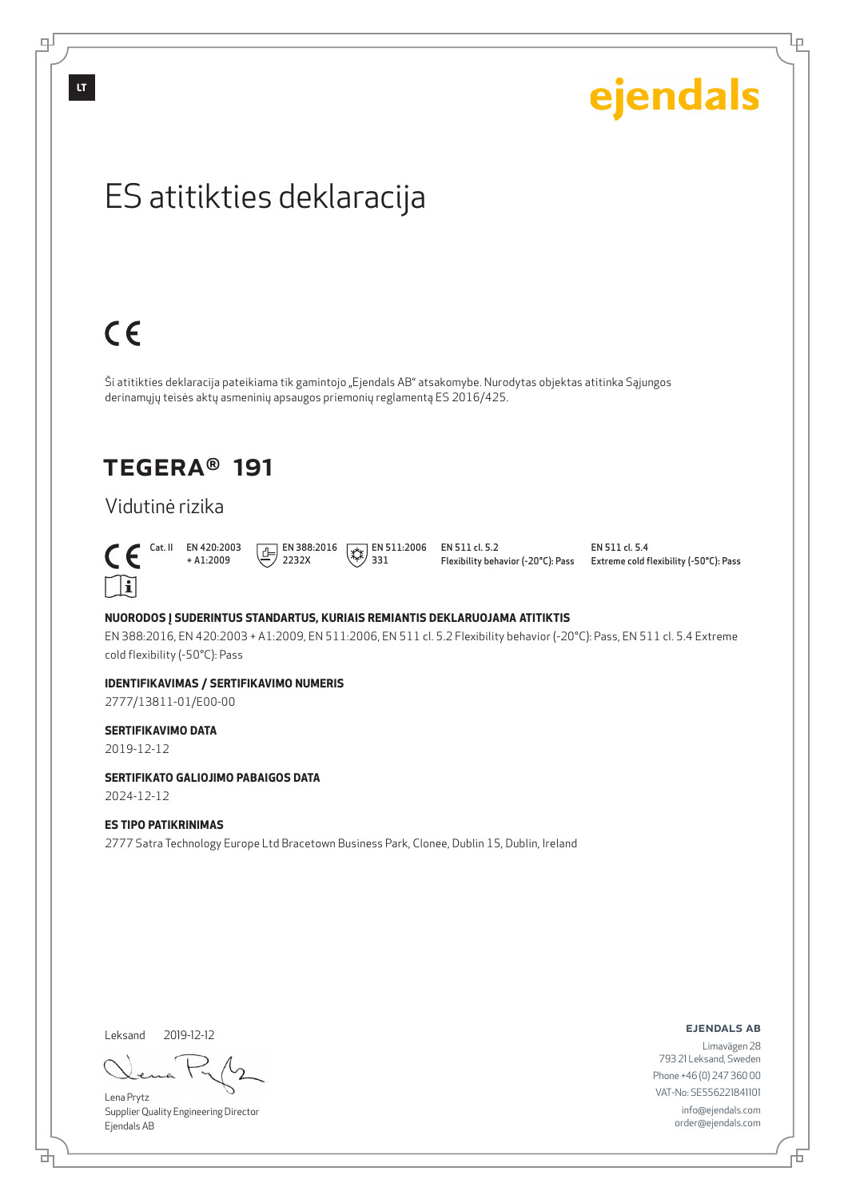# ES atitikties deklaracija

CE

Ši atitikties deklaracija pateikiama tik gamintojo „Ejendals AB" atsakomybe. Nurodytas objektas atitinka Sąjungos derinamųjų teisės aktų asmeninių apsaugos priemonių reglamentą ES 2016/425.

## TEGERA® 191

Vidutinė rizika

CE Cat. II | EN 420:2003 + A1:2009 | EN 388:2016 2232X | EN 511:2006 331 | EN 511 cl. 5.2 Flexibility behavior (-20°C): Pass | EN 511 cl. 5.4 Extreme cold flexibility (-50°C): Pass

**NUORODOS Į SUDERINTUS STANDARTUS, KURIAIS REMIANTIS DEKLARUOJAMA ATITIKTIS**

EN 388:2016, EN 420:2003 + A1:2009, EN 511:2006, EN 511 cl. 5.2 Flexibility behavior (-20°C): Pass, EN 511 cl. 5.4 Extreme cold flexibility (-50°C): Pass

**IDENTIFIKAVIMAS / SERTIFIKAVIMO NUMERIS**

2777/13811-01/E00-00

**SERTIFIKAVIMO DATA**

2019-12-12

**SERTIFIKATO GALIOJIMO PABAIGOS DATA**

2024-12-12

**ES TIPO PATIKRINIMAS**

2777 Satra Technology Europe Ltd Bracetown Business Park, Clonee, Dublin 15, Dublin, Ireland

Leksand 2019-12-12

Lena Prytz
Supplier Quality Engineering Director
Ejendals AB

**EJENDALS AB**
Limavägen 28
793 21 Leksand, Sweden
Phone +46 (0) 247 360 00
VAT-No: SE556221841101
info@ejendals.com
order@ejendals.com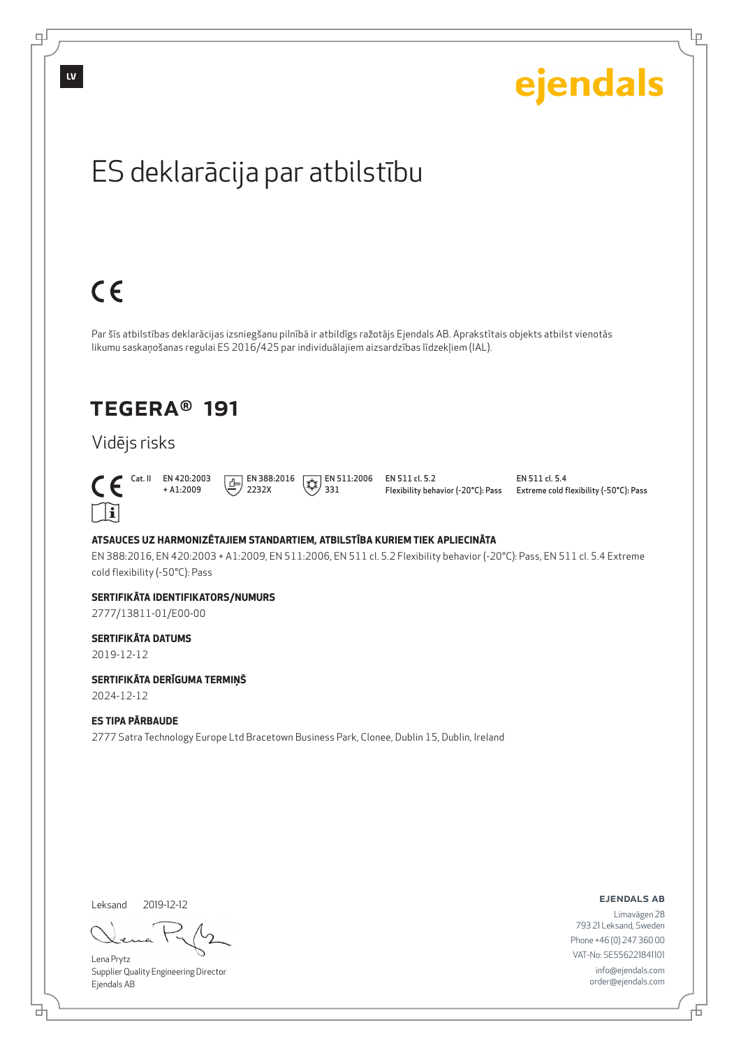ejendals

# ES deklarācija par atbilstību

CE

Par šīs atbilstības deklarācijas izsniegšanu pilnībā ir atbildīgs ražotājs Ejendals AB. Aprakstītais objekts atbilst vienotās likumu saskaņošanas regulai ES 2016/425 par individuālajiem aizsardzības līdzekļiem (IAL).

## TEGERA® 191

### Vidējs risks

CE Cat. II | EN 420:2003 + A1:2009 | EN 388:2016 2232X | EN 511:2006 331 | EN 511 cl. 5.2 Flexibility behavior (-20°C): Pass | EN 511 cl. 5.4 Extreme cold flexibility (-50°C): Pass

**ATSAUCES UZ HARMONIZĒTAJIEM STANDARTIEM, ATBILSTĪBA KURIEM TIEK APLIECINĀTA**

EN 388:2016, EN 420:2003 + A1:2009, EN 511:2006, EN 511 cl. 5.2 Flexibility behavior (-20°C): Pass, EN 511 cl. 5.4 Extreme cold flexibility (-50°C): Pass

**SERTIFIKĀTA IDENTIFIKATORS/NUMURS**

2777/13811-01/E00-00

**SERTIFIKĀTA DATUMS**

2019-12-12

**SERTIFIKĀTA DERĪGUMA TERMIŅŠ**

2024-12-12

**ES TIPA PĀRBAUDE**

2777 Satra Technology Europe Ltd Bracetown Business Park, Clonee, Dublin 15, Dublin, Ireland

Leksand 2019-12-12

Lena Prytz
Supplier Quality Engineering Director
Ejendals AB

**EJENDALS AB**
Limavägen 28
793 21 Leksand, Sweden
Phone +46 (0) 247 360 00
VAT-No: SE556221841101
info@ejendals.com
order@ejendals.com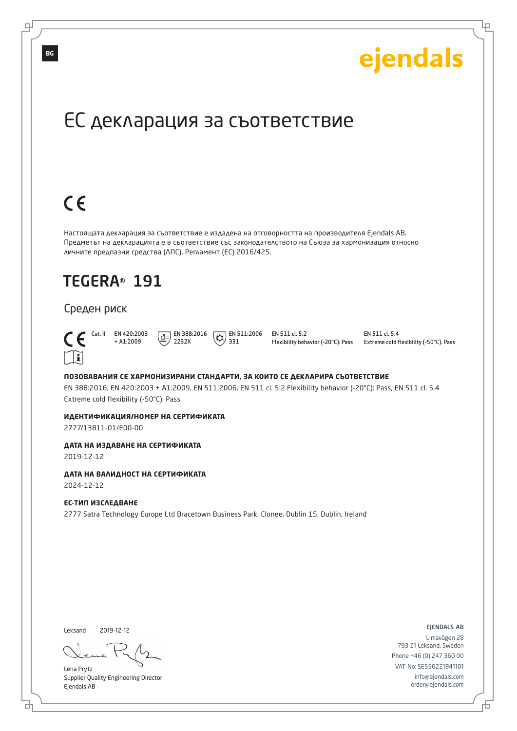BG

ejendals

# ЕС декларация за съответствие

CE

Настоящата декларация за съответствие е издадена на отговорността на производителя Ejendals AB. Предметът на декларацията е в съответствие със законодателството на Съюза за хармонизация относно личните предпазни средства (ЛПС), Регламент (ЕС) 2016/425.

## TEGERA® 191

Среден риск

| CE Cat. II | EN 420:2003 + A1:2009 | EN 388:2016 2232X | EN 511:2006 331 | EN 511 cl. 5.2 Flexibility behavior (-20°C): Pass | EN 511 cl. 5.4 Extreme cold flexibility (-50°C): Pass |
|---|---|---|---|---|---|

**ПОЗОВАВАНИЯ СЕ ХАРМОНИЗИРАНИ СТАНДАРТИ, ЗА КОИТО СЕ ДЕКЛАРИРА СЪОТВЕТСТВИЕ**

EN 388:2016, EN 420:2003 + A1:2009, EN 511:2006, EN 511 cl. 5.2 Flexibility behavior (-20°C): Pass, EN 511 cl. 5.4 Extreme cold flexibility (-50°C): Pass

**ИДЕНТИФИКАЦИЯ/НОМЕР НА СЕРТИФИКАТА**

2777/13811-01/E00-00

**ДАТА НА ИЗДАВАНЕ НА СЕРТИФИКАТА**

2019-12-12

**ДАТА НА ВАЛИДНОСТ НА СЕРТИФИКАТА**

2024-12-12

**ЕС-ТИП ИЗСЛЕДВАНЕ**

2777 Satra Technology Europe Ltd Bracetown Business Park, Clonee, Dublin 15, Dublin, Ireland

Leksand 2019-12-12

Lena Prytz
Supplier Quality Engineering Director
Ejendals AB

EJENDALS AB
Limavägen 28
793 21 Leksand, Sweden
Phone +46 (0) 247 360 00
VAT-No: SE556221841101
info@ejendals.com
order@ejendals.com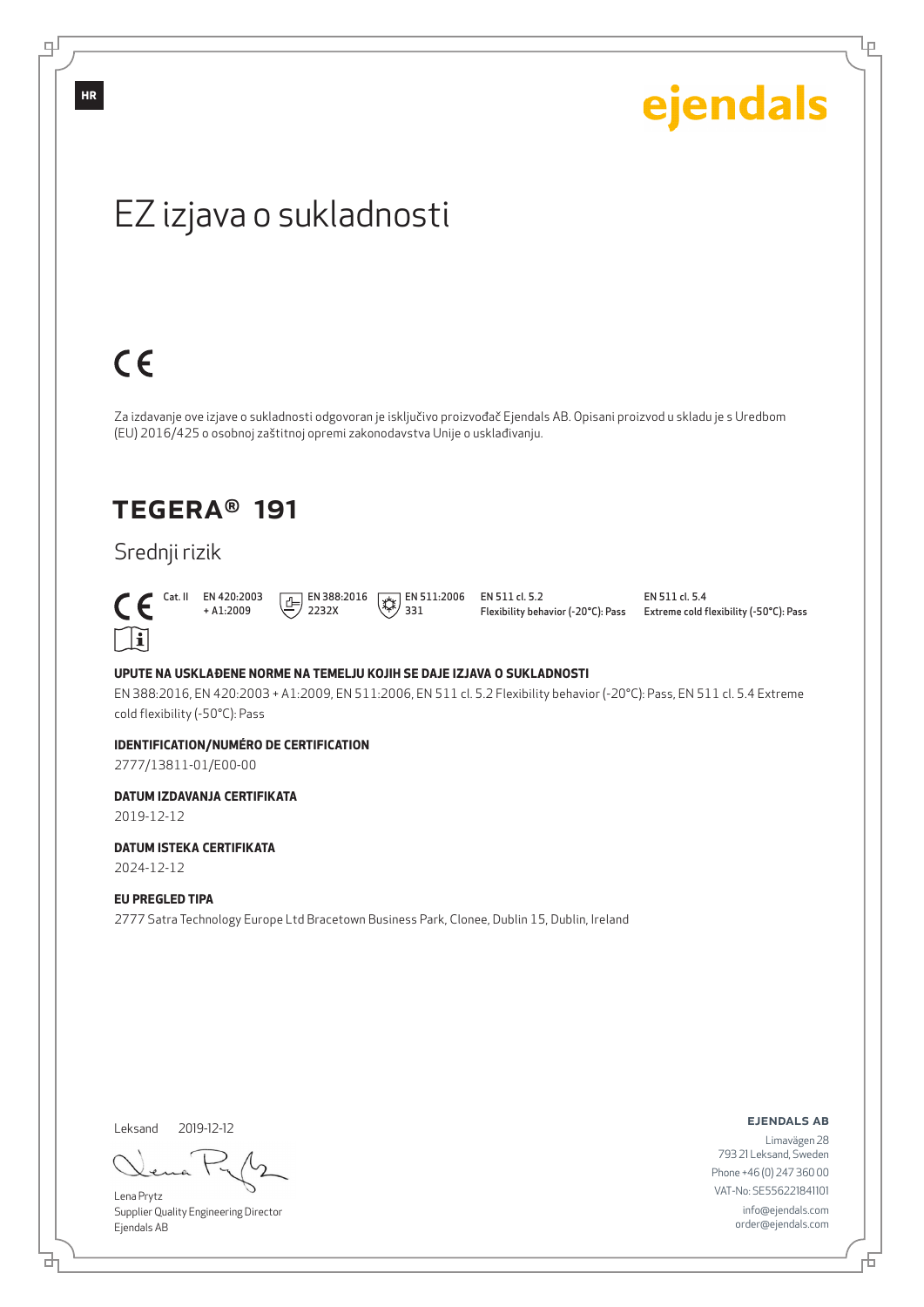HR

ejendals

# EZ izjava o sukladnosti

CE

Za izdavanje ove izjave o sukladnosti odgovoran je isključivo proizvođač Ejendals AB. Opisani proizvod u skladu je s Uredbom (EU) 2016/425 o osobnoj zaštitnoj opremi zakonodavstva Unije o usklađivanju.

## TEGERA® 191

Srednji rizik

CE Cat. II | EN 420:2003 + A1:2009 | EN 388:2016 2232X | EN 511:2006 331 | EN 511 cl. 5.2 Flexibility behavior (-20°C): Pass | EN 511 cl. 5.4 Extreme cold flexibility (-50°C): Pass

**UPUTE NA USKLAĐENE NORME NA TEMELJU KOJIH SE DAJE IZJAVA O SUKLADNOSTI**

EN 388:2016, EN 420:2003 + A1:2009, EN 511:2006, EN 511 cl. 5.2 Flexibility behavior (-20°C): Pass, EN 511 cl. 5.4 Extreme cold flexibility (-50°C): Pass

**IDENTIFICATION/NUMÉRO DE CERTIFICATION**

2777/13811-01/E00-00

**DATUM IZDAVANJA CERTIFIKATA**

2019-12-12

**DATUM ISTEKA CERTIFIKATA**

2024-12-12

**EU PREGLED TIPA**

2777 Satra Technology Europe Ltd Bracetown Business Park, Clonee, Dublin 15, Dublin, Ireland

Leksand 2019-12-12

Lena Prytz
Supplier Quality Engineering Director
Ejendals AB

**EJENDALS AB**
Limavägen 28
793 21 Leksand, Sweden
Phone +46 (0) 247 360 00
VAT-No: SE556221841101
info@ejendals.com
order@ejendals.com